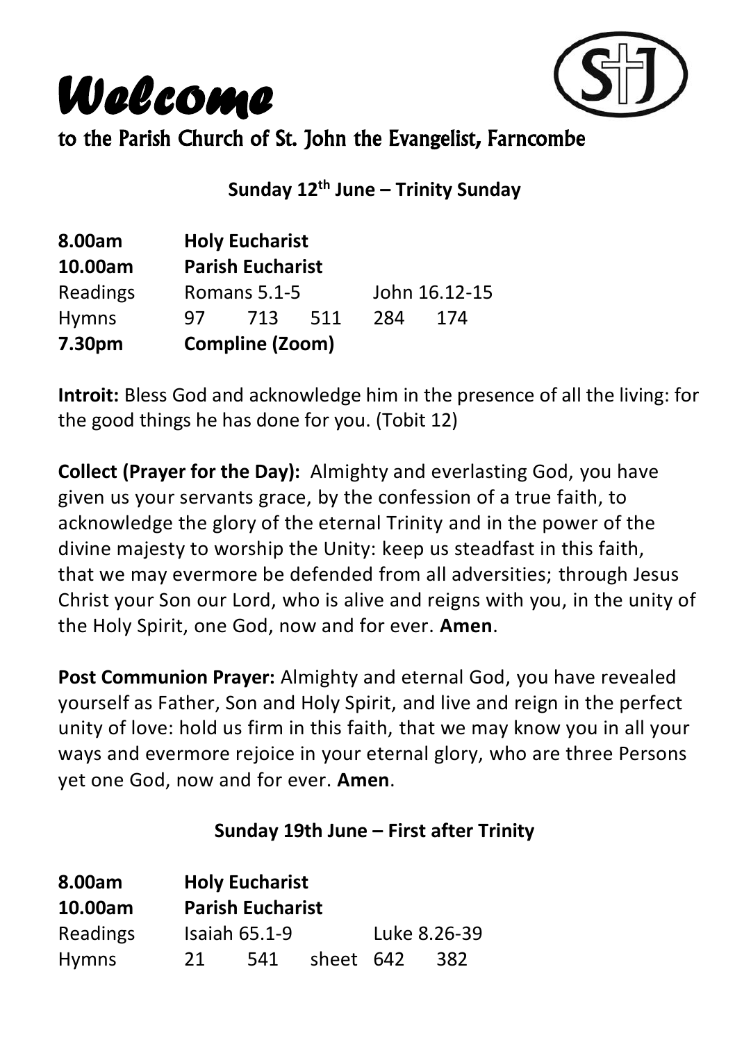# *Welcome*

## to the Parish Church of St. John the Evangelist, Farncombe

### Sunday 12th June – Trinity Sunday

| | | | | | |
|---|---|---|---|---|---|
| **8.00am** | **Holy Eucharist** | | | | |
| **10.00am** | **Parish Eucharist** | | | | |
| Readings | Romans 5.1-5 | | | John 16.12-15 | |
| Hymns | 97 | 713 | 511 | 284 | 174 |
| **7.30pm** | **Compline (Zoom)** | | | | |

**Introit:** Bless God and acknowledge him in the presence of all the living: for the good things he has done for you. (Tobit 12)

**Collect (Prayer for the Day):** Almighty and everlasting God, you have given us your servants grace, by the confession of a true faith, to acknowledge the glory of the eternal Trinity and in the power of the divine majesty to worship the Unity: keep us steadfast in this faith, that we may evermore be defended from all adversities; through Jesus Christ your Son our Lord, who is alive and reigns with you, in the unity of the Holy Spirit, one God, now and for ever. **Amen**.

**Post Communion Prayer:** Almighty and eternal God, you have revealed yourself as Father, Son and Holy Spirit, and live and reign in the perfect unity of love: hold us firm in this faith, that we may know you in all your ways and evermore rejoice in your eternal glory, who are three Persons yet one God, now and for ever. **Amen**.

### Sunday 19th June – First after Trinity

| | | | | | |
|---|---|---|---|---|---|
| **8.00am** | **Holy Eucharist** | | | | |
| **10.00am** | **Parish Eucharist** | | | | |
| Readings | Isaiah 65.1-9 | | | Luke 8.26-39 | |
| Hymns | 21 | 541 | sheet | 642 | 382 |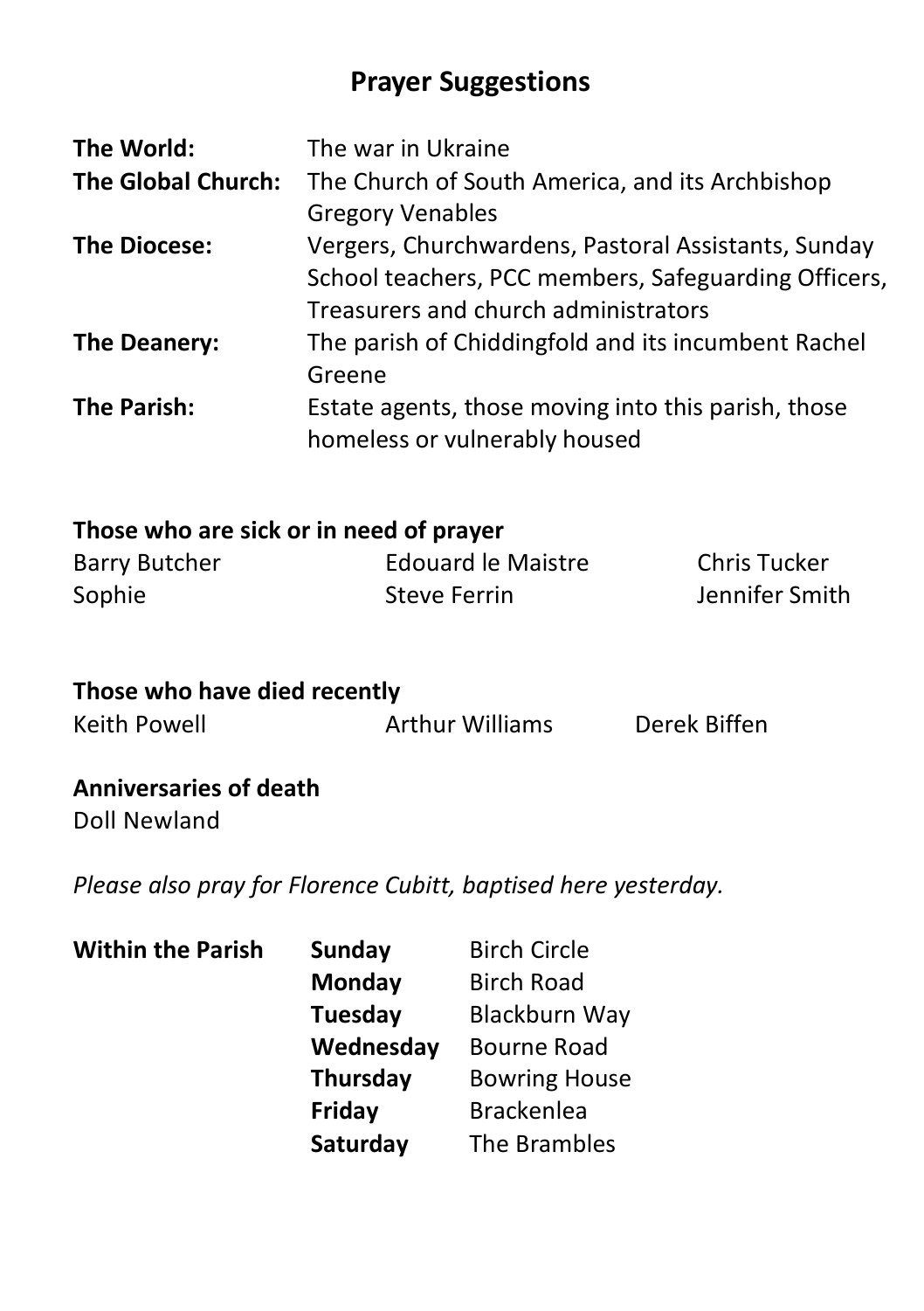# Prayer Suggestions

| | |
|---|---|
| **The World:** | The war in Ukraine |
| **The Global Church:** | The Church of South America, and its Archbishop Gregory Venables |
| **The Diocese:** | Vergers, Churchwardens, Pastoral Assistants, Sunday School teachers, PCC members, Safeguarding Officers, Treasurers and church administrators |
| **The Deanery:** | The parish of Chiddingfold and its incumbent Rachel Greene |
| **The Parish:** | Estate agents, those moving into this parish, those homeless or vulnerably housed |

**Those who are sick or in need of prayer**

| | | |
|---|---|---|
| Barry Butcher | Edouard le Maistre | Chris Tucker |
| Sophie | Steve Ferrin | Jennifer Smith |

**Those who have died recently**

Keith Powell    Arthur Williams    Derek Biffen

**Anniversaries of death**

Doll Newland

*Please also pray for Florence Cubitt, baptised here yesterday.*

| **Within the Parish** | | |
|---|---|---|
| | **Sunday** | Birch Circle |
| | **Monday** | Birch Road |
| | **Tuesday** | Blackburn Way |
| | **Wednesday** | Bourne Road |
| | **Thursday** | Bowring House |
| | **Friday** | Brackenlea |
| | **Saturday** | The Brambles |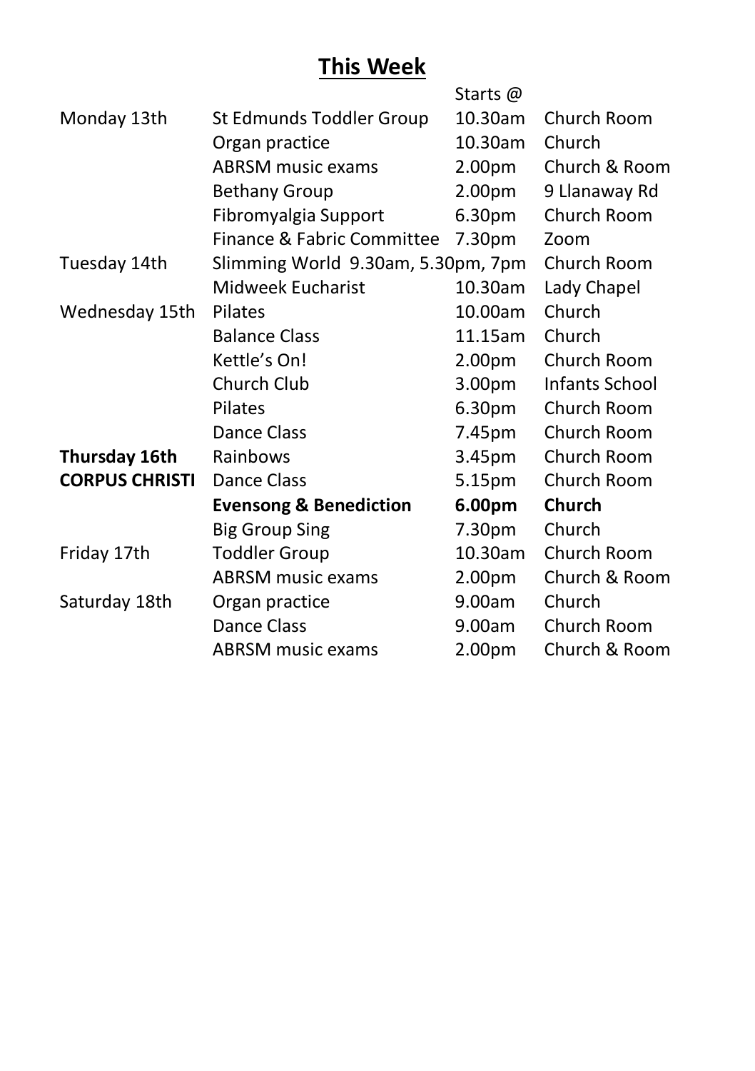## **This Week**

| | | Starts @ | |
|---|---|---|---|
| Monday 13th | St Edmunds Toddler Group | 10.30am | Church Room |
| | Organ practice | 10.30am | Church |
| | ABRSM music exams | 2.00pm | Church & Room |
| | Bethany Group | 2.00pm | 9 Llanaway Rd |
| | Fibromyalgia Support | 6.30pm | Church Room |
| | Finance & Fabric Committee | 7.30pm | Zoom |
| Tuesday 14th | Slimming World 9.30am, 5.30pm, 7pm | | Church Room |
| | Midweek Eucharist | 10.30am | Lady Chapel |
| Wednesday 15th | Pilates | 10.00am | Church |
| | Balance Class | 11.15am | Church |
| | Kettle's On! | 2.00pm | Church Room |
| | Church Club | 3.00pm | Infants School |
| | Pilates | 6.30pm | Church Room |
| | Dance Class | 7.45pm | Church Room |
| **Thursday 16th** | Rainbows | 3.45pm | Church Room |
| **CORPUS CHRISTI** | Dance Class | 5.15pm | Church Room |
| | **Evensong & Benediction** | **6.00pm** | **Church** |
| | Big Group Sing | 7.30pm | Church |
| Friday 17th | Toddler Group | 10.30am | Church Room |
| | ABRSM music exams | 2.00pm | Church & Room |
| Saturday 18th | Organ practice | 9.00am | Church |
| | Dance Class | 9.00am | Church Room |
| | ABRSM music exams | 2.00pm | Church & Room |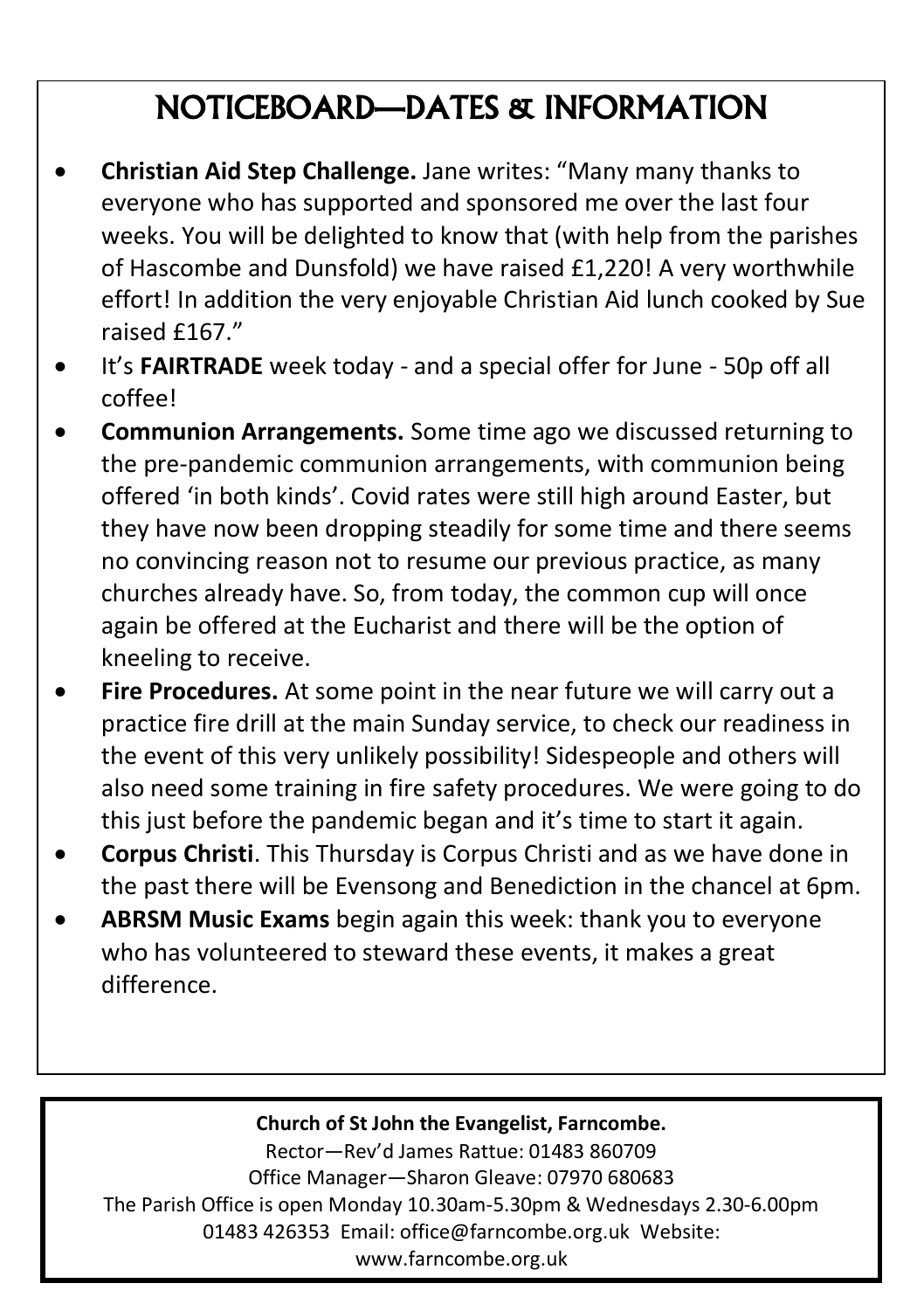# NOTICEBOARD—DATES & INFORMATION

- **Christian Aid Step Challenge.** Jane writes: "Many many thanks to everyone who has supported and sponsored me over the last four weeks. You will be delighted to know that (with help from the parishes of Hascombe and Dunsfold) we have raised £1,220! A very worthwhile effort! In addition the very enjoyable Christian Aid lunch cooked by Sue raised £167."
- It's **FAIRTRADE** week today - and a special offer for June - 50p off all coffee!
- **Communion Arrangements.** Some time ago we discussed returning to the pre-pandemic communion arrangements, with communion being offered 'in both kinds'. Covid rates were still high around Easter, but they have now been dropping steadily for some time and there seems no convincing reason not to resume our previous practice, as many churches already have. So, from today, the common cup will once again be offered at the Eucharist and there will be the option of kneeling to receive.
- **Fire Procedures.** At some point in the near future we will carry out a practice fire drill at the main Sunday service, to check our readiness in the event of this very unlikely possibility! Sidespeople and others will also need some training in fire safety procedures. We were going to do this just before the pandemic began and it's time to start it again.
- **Corpus Christi**. This Thursday is Corpus Christi and as we have done in the past there will be Evensong and Benediction in the chancel at 6pm.
- **ABRSM Music Exams** begin again this week: thank you to everyone who has volunteered to steward these events, it makes a great difference.

**Church of St John the Evangelist, Farncombe.**
Rector—Rev'd James Rattue: 01483 860709
Office Manager—Sharon Gleave: 07970 680683
The Parish Office is open Monday 10.30am-5.30pm & Wednesdays 2.30-6.00pm
01483 426353 Email: office@farncombe.org.uk Website: www.farncombe.org.uk